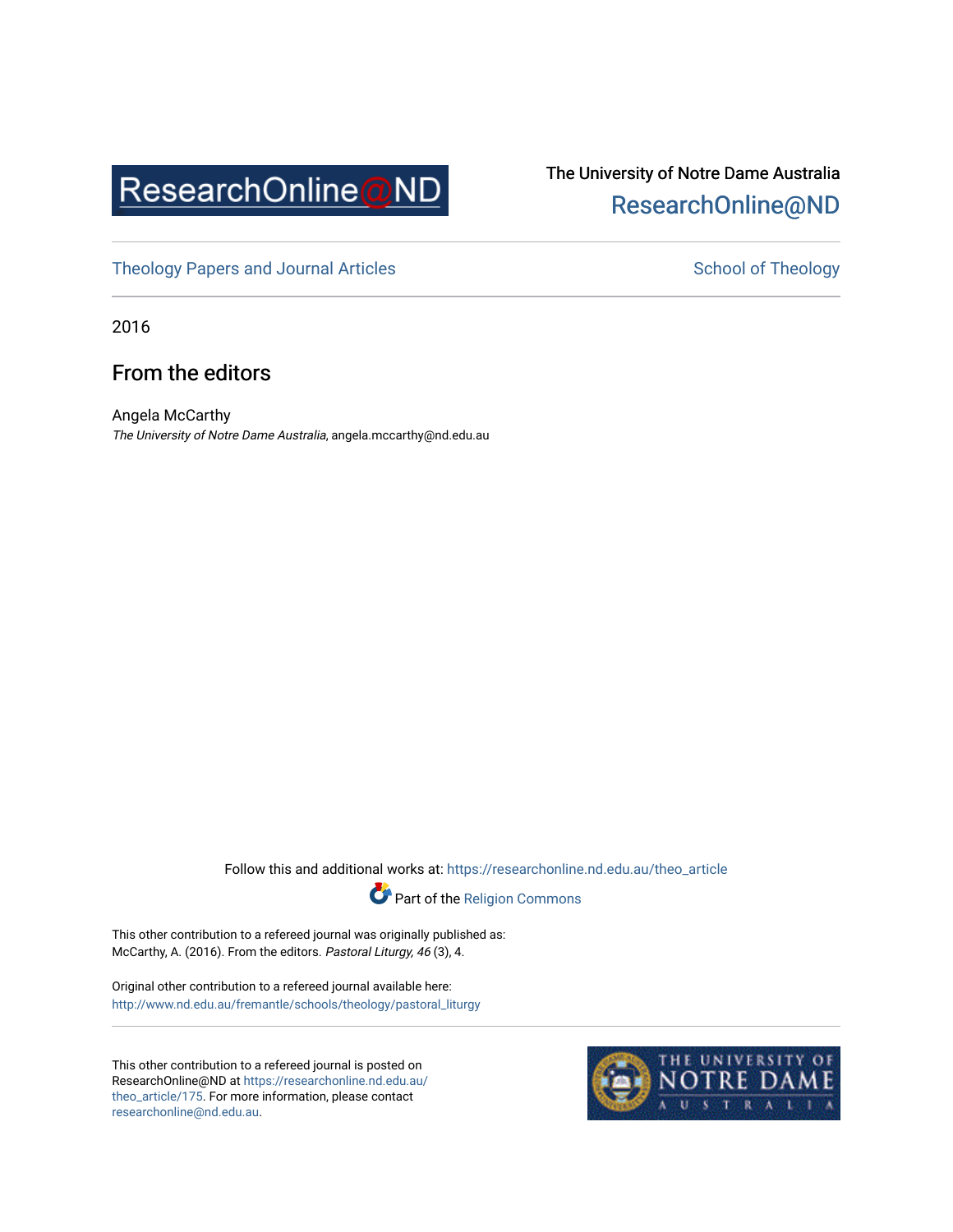ResearchOnline@ND

The University of Notre Dame Australia
ResearchOnline@ND

Theology Papers and Journal Articles

School of Theology

2016

# From the editors

Angela McCarthy
*The University of Notre Dame Australia*, angela.mccarthy@nd.edu.au

Follow this and additional works at: https://researchonline.nd.edu.au/theo_article

Part of the Religion Commons

This other contribution to a refereed journal was originally published as:
McCarthy, A. (2016). From the editors. *Pastoral Liturgy, 46* (3), 4.

Original other contribution to a refereed journal available here:
http://www.nd.edu.au/fremantle/schools/theology/pastoral_liturgy

This other contribution to a refereed journal is posted on ResearchOnline@ND at https://researchonline.nd.edu.au/theo_article/175. For more information, please contact researchonline@nd.edu.au.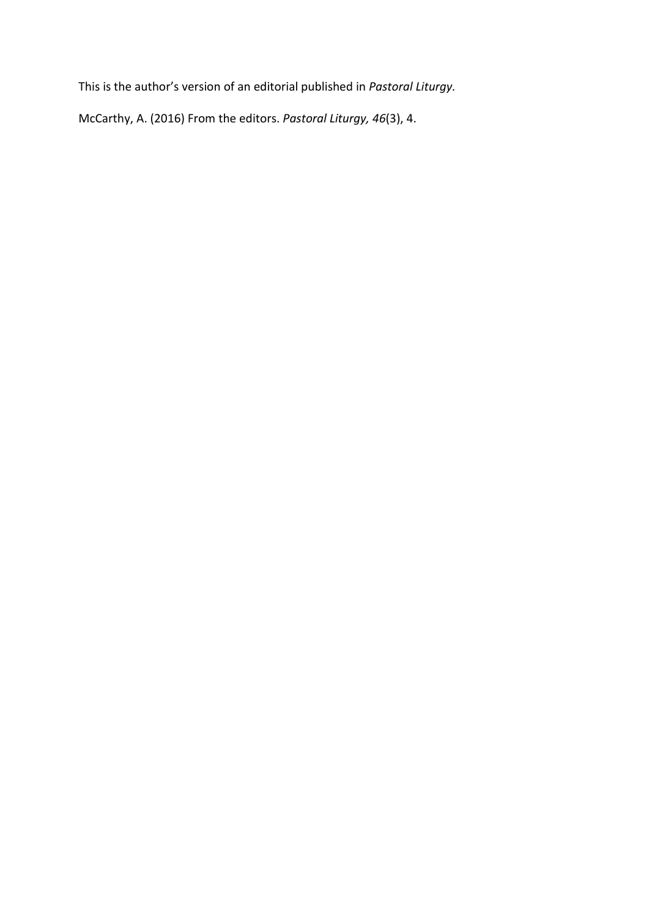This is the author's version of an editorial published in *Pastoral Liturgy.*

McCarthy, A. (2016) From the editors. *Pastoral Liturgy, 46*(3), 4.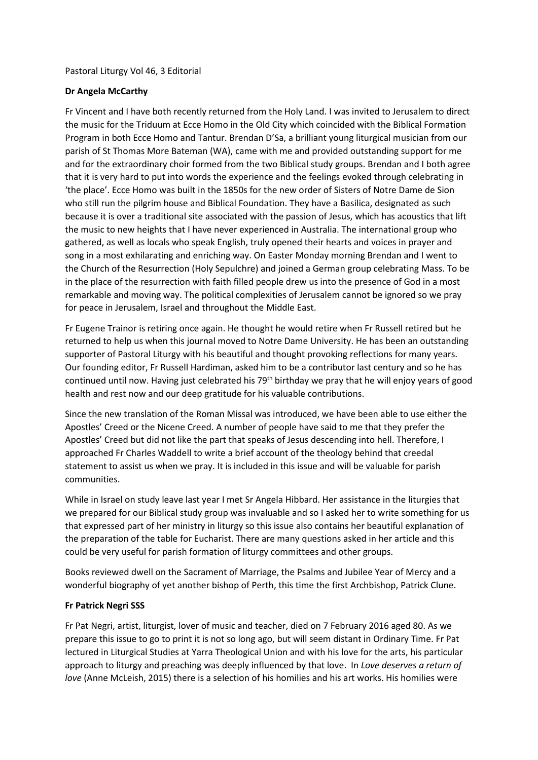Pastoral Liturgy Vol 46, 3 Editorial

**Dr Angela McCarthy**

Fr Vincent and I have both recently returned from the Holy Land. I was invited to Jerusalem to direct the music for the Triduum at Ecce Homo in the Old City which coincided with the Biblical Formation Program in both Ecce Homo and Tantur. Brendan D'Sa, a brilliant young liturgical musician from our parish of St Thomas More Bateman (WA), came with me and provided outstanding support for me and for the extraordinary choir formed from the two Biblical study groups. Brendan and I both agree that it is very hard to put into words the experience and the feelings evoked through celebrating in 'the place'. Ecce Homo was built in the 1850s for the new order of Sisters of Notre Dame de Sion who still run the pilgrim house and Biblical Foundation. They have a Basilica, designated as such because it is over a traditional site associated with the passion of Jesus, which has acoustics that lift the music to new heights that I have never experienced in Australia. The international group who gathered, as well as locals who speak English, truly opened their hearts and voices in prayer and song in a most exhilarating and enriching way. On Easter Monday morning Brendan and I went to the Church of the Resurrection (Holy Sepulchre) and joined a German group celebrating Mass. To be in the place of the resurrection with faith filled people drew us into the presence of God in a most remarkable and moving way. The political complexities of Jerusalem cannot be ignored so we pray for peace in Jerusalem, Israel and throughout the Middle East.

Fr Eugene Trainor is retiring once again. He thought he would retire when Fr Russell retired but he returned to help us when this journal moved to Notre Dame University. He has been an outstanding supporter of Pastoral Liturgy with his beautiful and thought provoking reflections for many years. Our founding editor, Fr Russell Hardiman, asked him to be a contributor last century and so he has continued until now. Having just celebrated his 79th birthday we pray that he will enjoy years of good health and rest now and our deep gratitude for his valuable contributions.

Since the new translation of the Roman Missal was introduced, we have been able to use either the Apostles' Creed or the Nicene Creed. A number of people have said to me that they prefer the Apostles' Creed but did not like the part that speaks of Jesus descending into hell. Therefore, I approached Fr Charles Waddell to write a brief account of the theology behind that creedal statement to assist us when we pray. It is included in this issue and will be valuable for parish communities.

While in Israel on study leave last year I met Sr Angela Hibbard. Her assistance in the liturgies that we prepared for our Biblical study group was invaluable and so I asked her to write something for us that expressed part of her ministry in liturgy so this issue also contains her beautiful explanation of the preparation of the table for Eucharist. There are many questions asked in her article and this could be very useful for parish formation of liturgy committees and other groups.

Books reviewed dwell on the Sacrament of Marriage, the Psalms and Jubilee Year of Mercy and a wonderful biography of yet another bishop of Perth, this time the first Archbishop, Patrick Clune.

**Fr Patrick Negri SSS**

Fr Pat Negri, artist, liturgist, lover of music and teacher, died on 7 February 2016 aged 80. As we prepare this issue to go to print it is not so long ago, but will seem distant in Ordinary Time. Fr Pat lectured in Liturgical Studies at Yarra Theological Union and with his love for the arts, his particular approach to liturgy and preaching was deeply influenced by that love. In *Love deserves a return of love* (Anne McLeish, 2015) there is a selection of his homilies and his art works. His homilies were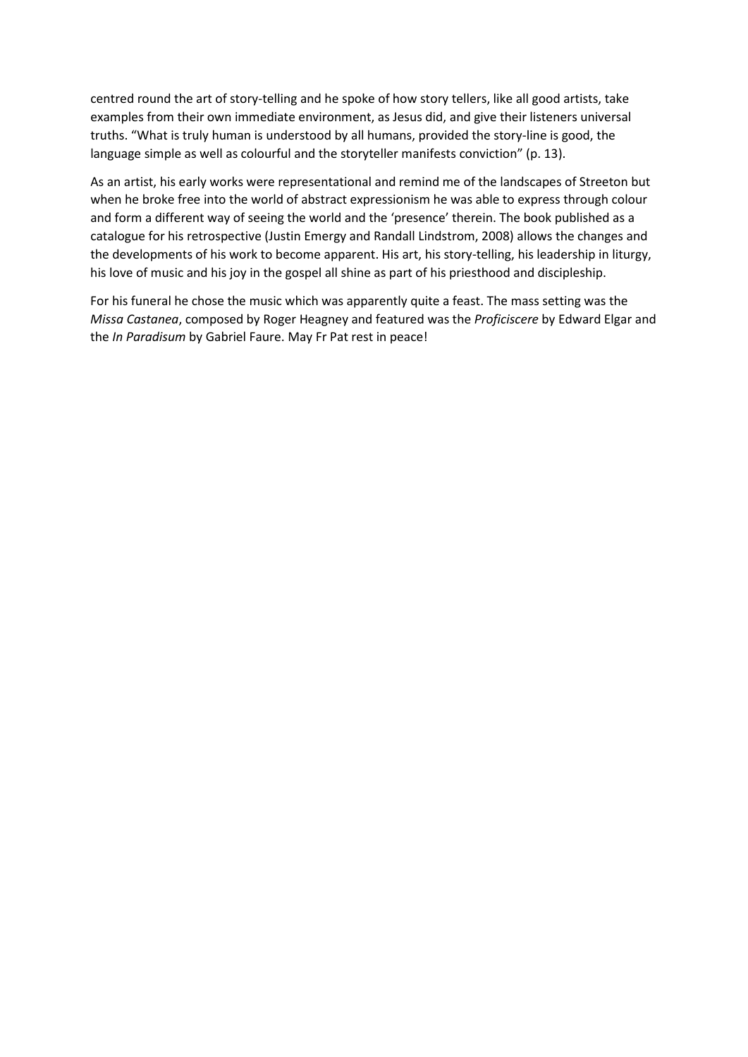centred round the art of story-telling and he spoke of how story tellers, like all good artists, take examples from their own immediate environment, as Jesus did, and give their listeners universal truths. "What is truly human is understood by all humans, provided the story-line is good, the language simple as well as colourful and the storyteller manifests conviction" (p. 13).

As an artist, his early works were representational and remind me of the landscapes of Streeton but when he broke free into the world of abstract expressionism he was able to express through colour and form a different way of seeing the world and the 'presence' therein. The book published as a catalogue for his retrospective (Justin Emergy and Randall Lindstrom, 2008) allows the changes and the developments of his work to become apparent. His art, his story-telling, his leadership in liturgy, his love of music and his joy in the gospel all shine as part of his priesthood and discipleship.

For his funeral he chose the music which was apparently quite a feast. The mass setting was the *Missa Castanea*, composed by Roger Heagney and featured was the *Proficiscere* by Edward Elgar and the *In Paradisum* by Gabriel Faure. May Fr Pat rest in peace!